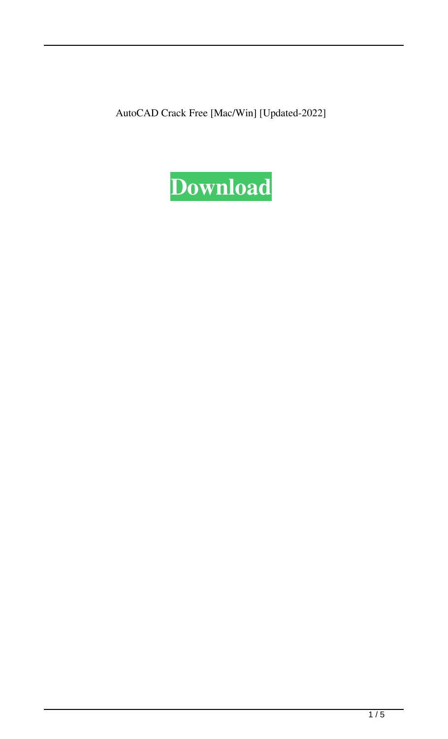AutoCAD Crack Free [Mac/Win] [Updated-2022]

**Download**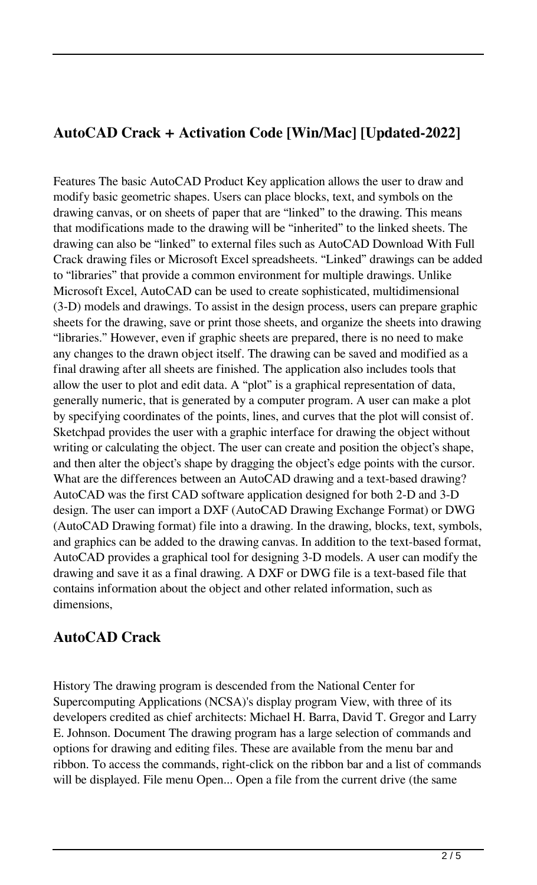## AutoCAD Crack + Activation Code [Win/Mac] [Updated-2022]

Features The basic AutoCAD Product Key application allows the user to draw and modify basic geometric shapes. Users can place blocks, text, and symbols on the drawing canvas, or on sheets of paper that are "linked" to the drawing. This means that modifications made to the drawing will be "inherited" to the linked sheets. The drawing can also be "linked" to external files such as AutoCAD Download With Full Crack drawing files or Microsoft Excel spreadsheets. "Linked" drawings can be added to "libraries" that provide a common environment for multiple drawings. Unlike Microsoft Excel, AutoCAD can be used to create sophisticated, multidimensional (3-D) models and drawings. To assist in the design process, users can prepare graphic sheets for the drawing, save or print those sheets, and organize the sheets into drawing "libraries." However, even if graphic sheets are prepared, there is no need to make any changes to the drawn object itself. The drawing can be saved and modified as a final drawing after all sheets are finished. The application also includes tools that allow the user to plot and edit data. A "plot" is a graphical representation of data, generally numeric, that is generated by a computer program. A user can make a plot by specifying coordinates of the points, lines, and curves that the plot will consist of. Sketchpad provides the user with a graphic interface for drawing the object without writing or calculating the object. The user can create and position the object's shape, and then alter the object's shape by dragging the object's edge points with the cursor. What are the differences between an AutoCAD drawing and a text-based drawing? AutoCAD was the first CAD software application designed for both 2-D and 3-D design. The user can import a DXF (AutoCAD Drawing Exchange Format) or DWG (AutoCAD Drawing format) file into a drawing. In the drawing, blocks, text, symbols, and graphics can be added to the drawing canvas. In addition to the text-based format, AutoCAD provides a graphical tool for designing 3-D models. A user can modify the drawing and save it as a final drawing. A DXF or DWG file is a text-based file that contains information about the object and other related information, such as dimensions,

## AutoCAD Crack

History The drawing program is descended from the National Center for Supercomputing Applications (NCSA)'s display program View, with three of its developers credited as chief architects: Michael H. Barra, David T. Gregor and Larry E. Johnson. Document The drawing program has a large selection of commands and options for drawing and editing files. These are available from the menu bar and ribbon. To access the commands, right-click on the ribbon bar and a list of commands will be displayed. File menu Open... Open a file from the current drive (the same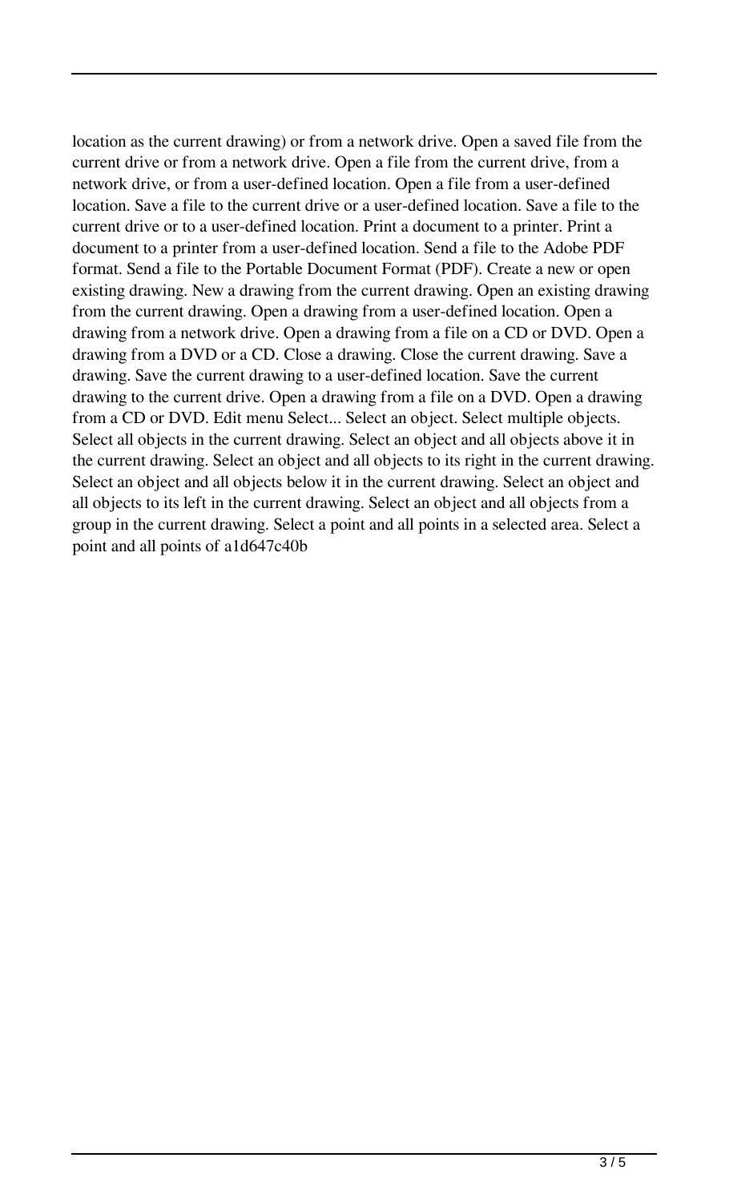location as the current drawing) or from a network drive. Open a saved file from the current drive or from a network drive. Open a file from the current drive, from a network drive, or from a user-defined location. Open a file from a user-defined location. Save a file to the current drive or a user-defined location. Save a file to the current drive or to a user-defined location. Print a document to a printer. Print a document to a printer from a user-defined location. Send a file to the Adobe PDF format. Send a file to the Portable Document Format (PDF). Create a new or open existing drawing. New a drawing from the current drawing. Open an existing drawing from the current drawing. Open a drawing from a user-defined location. Open a drawing from a network drive. Open a drawing from a file on a CD or DVD. Open a drawing from a DVD or a CD. Close a drawing. Close the current drawing. Save a drawing. Save the current drawing to a user-defined location. Save the current drawing to the current drive. Open a drawing from a file on a DVD. Open a drawing from a CD or DVD. Edit menu Select... Select an object. Select multiple objects. Select all objects in the current drawing. Select an object and all objects above it in the current drawing. Select an object and all objects to its right in the current drawing. Select an object and all objects below it in the current drawing. Select an object and all objects to its left in the current drawing. Select an object and all objects from a group in the current drawing. Select a point and all points in a selected area. Select a point and all points of a1d647c40b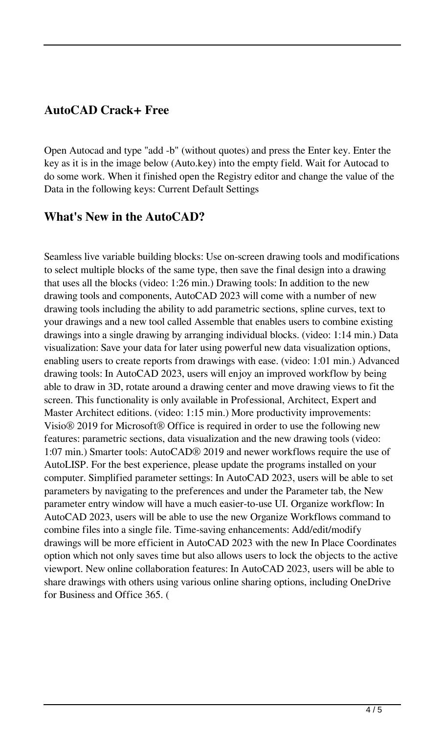## AutoCAD Crack+ Free

Open Autocad and type "add -b" (without quotes) and press the Enter key. Enter the key as it is in the image below (Auto.key) into the empty field. Wait for Autocad to do some work. When it finished open the Registry editor and change the value of the Data in the following keys: Current Default Settings

## What's New in the AutoCAD?

Seamless live variable building blocks: Use on-screen drawing tools and modifications to select multiple blocks of the same type, then save the final design into a drawing that uses all the blocks (video: 1:26 min.) Drawing tools: In addition to the new drawing tools and components, AutoCAD 2023 will come with a number of new drawing tools including the ability to add parametric sections, spline curves, text to your drawings and a new tool called Assemble that enables users to combine existing drawings into a single drawing by arranging individual blocks. (video: 1:14 min.) Data visualization: Save your data for later using powerful new data visualization options, enabling users to create reports from drawings with ease. (video: 1:01 min.) Advanced drawing tools: In AutoCAD 2023, users will enjoy an improved workflow by being able to draw in 3D, rotate around a drawing center and move drawing views to fit the screen. This functionality is only available in Professional, Architect, Expert and Master Architect editions. (video: 1:15 min.) More productivity improvements: Visio® 2019 for Microsoft® Office is required in order to use the following new features: parametric sections, data visualization and the new drawing tools (video: 1:07 min.) Smarter tools: AutoCAD® 2019 and newer workflows require the use of AutoLISP. For the best experience, please update the programs installed on your computer. Simplified parameter settings: In AutoCAD 2023, users will be able to set parameters by navigating to the preferences and under the Parameter tab, the New parameter entry window will have a much easier-to-use UI. Organize workflow: In AutoCAD 2023, users will be able to use the new Organize Workflows command to combine files into a single file. Time-saving enhancements: Add/edit/modify drawings will be more efficient in AutoCAD 2023 with the new In Place Coordinates option which not only saves time but also allows users to lock the objects to the active viewport. New online collaboration features: In AutoCAD 2023, users will be able to share drawings with others using various online sharing options, including OneDrive for Business and Office 365. (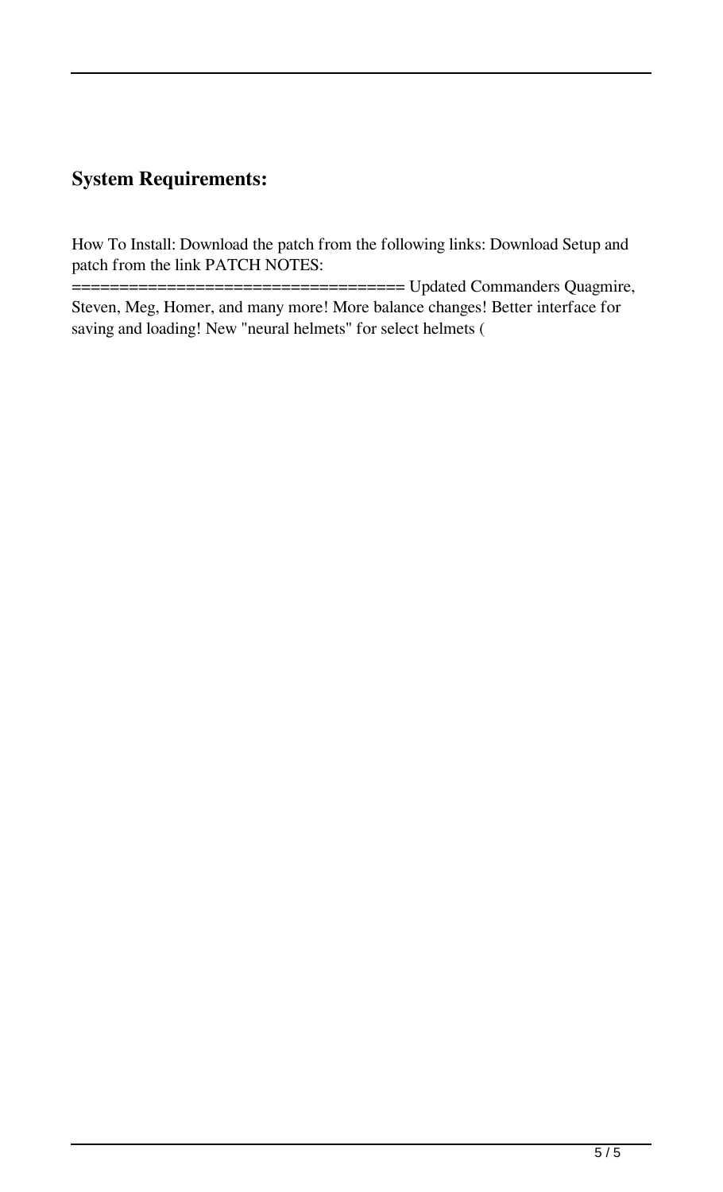## System Requirements:

How To Install: Download the patch from the following links: Download Setup and patch from the link PATCH NOTES: ================================== Updated Commanders Quagmire, Steven, Meg, Homer, and many more! More balance changes! Better interface for saving and loading! New "neural helmets" for select helmets (